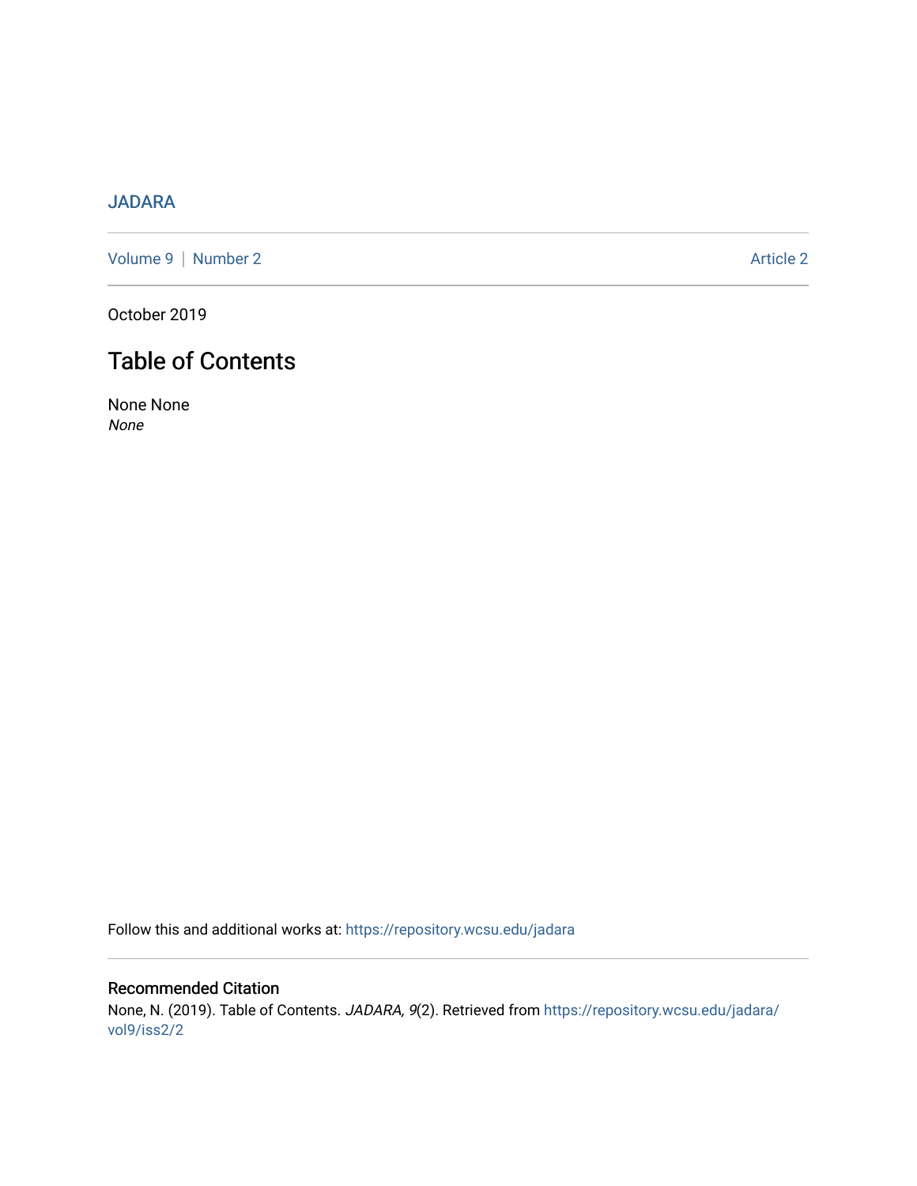JADARA

Volume 9 | Number 2 Article 2

October 2019

# Table of Contents

None None
*None*

Follow this and additional works at: https://repository.wcsu.edu/jadara

## Recommended Citation

None, N. (2019). Table of Contents. *JADARA, 9*(2). Retrieved from https://repository.wcsu.edu/jadara/vol9/iss2/2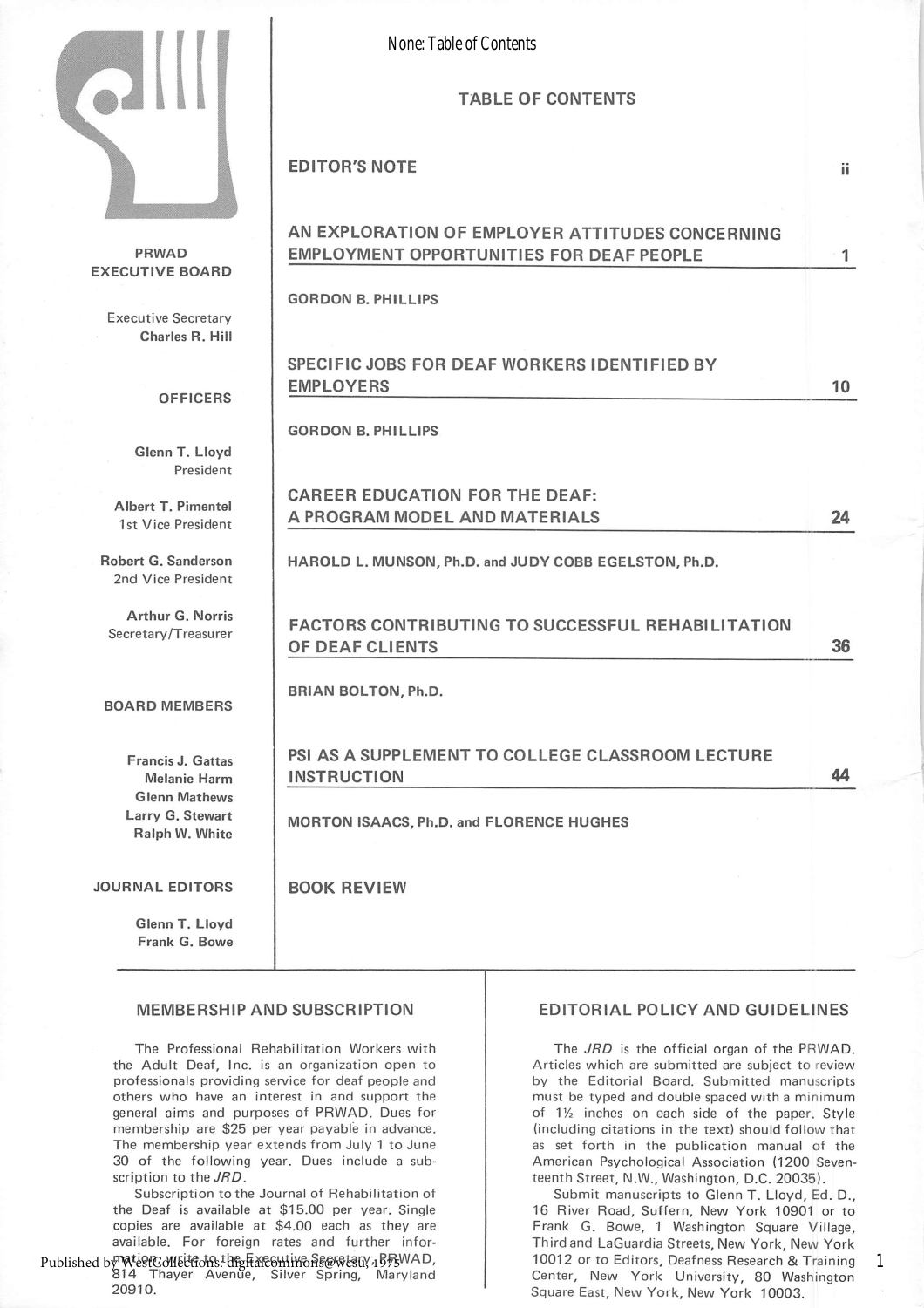None: Table of Contents

# TABLE OF CONTENTS

**PRWAD EXECUTIVE BOARD**

Executive Secretary
**Charles R. Hill**

**OFFICERS**

**Glenn T. Lloyd**
President

**Albert T. Pimentel**
1st Vice President

**Robert G. Sanderson**
2nd Vice President

**Arthur G. Norris**
Secretary/Treasurer

**BOARD MEMBERS**

**Francis J. Gattas**
**Melanie Harm**
**Glenn Mathews**
**Larry G. Stewart**
**Ralph W. White**

**JOURNAL EDITORS**

**Glenn T. Lloyd**
**Frank G. Bowe**

| | |
|---|---|
| **EDITOR'S NOTE** | ii |
| **AN EXPLORATION OF EMPLOYER ATTITUDES CONCERNING EMPLOYMENT OPPORTUNITIES FOR DEAF PEOPLE** | 1 |
| GORDON B. PHILLIPS | |
| **SPECIFIC JOBS FOR DEAF WORKERS IDENTIFIED BY EMPLOYERS** | 10 |
| GORDON B. PHILLIPS | |
| **CAREER EDUCATION FOR THE DEAF: A PROGRAM MODEL AND MATERIALS** | 24 |
| HAROLD L. MUNSON, Ph.D. and JUDY COBB EGELSTON, Ph.D. | |
| **FACTORS CONTRIBUTING TO SUCCESSFUL REHABILITATION OF DEAF CLIENTS** | 36 |
| BRIAN BOLTON, Ph.D. | |
| **PSI AS A SUPPLEMENT TO COLLEGE CLASSROOM LECTURE INSTRUCTION** | 44 |
| MORTON ISAACS, Ph.D. and FLORENCE HUGHES | |
| **BOOK REVIEW** | |

## MEMBERSHIP AND SUBSCRIPTION

The Professional Rehabilitation Workers with the Adult Deaf, Inc. is an organization open to professionals providing service for deaf people and others who have an interest in and support the general aims and purposes of PRWAD. Dues for membership are $25 per year payable in advance. The membership year extends from July 1 to June 30 of the following year. Dues include a subscription to the *JRD*.

Subscription to the Journal of Rehabilitation of the Deaf is available at $15.00 per year. Single copies are available at $4.00 each as they are available. For foreign rates and further information, write to the Executive Secretary, PRWAD, 814 Thayer Avenue, Silver Spring, Maryland 20910.

## EDITORIAL POLICY AND GUIDELINES

The *JRD* is the official organ of the PRWAD. Articles which are submitted are subject to review by the Editorial Board. Submitted manuscripts must be typed and double spaced with a minimum of 1½ inches on each side of the paper. Style (including citations in the text) should follow that as set forth in the publication manual of the American Psychological Association (1200 Seventeenth Street, N.W., Washington, D.C. 20035).

Submit manuscripts to Glenn T. Lloyd, Ed. D., 16 River Road, Suffern, New York 10901 or to Frank G. Bowe, 1 Washington Square Village, Third and LaGuardia Streets, New York, New York 10012 or to Editors, Deafness Research & Training Center, New York University, 80 Washington Square East, New York, New York 10003.